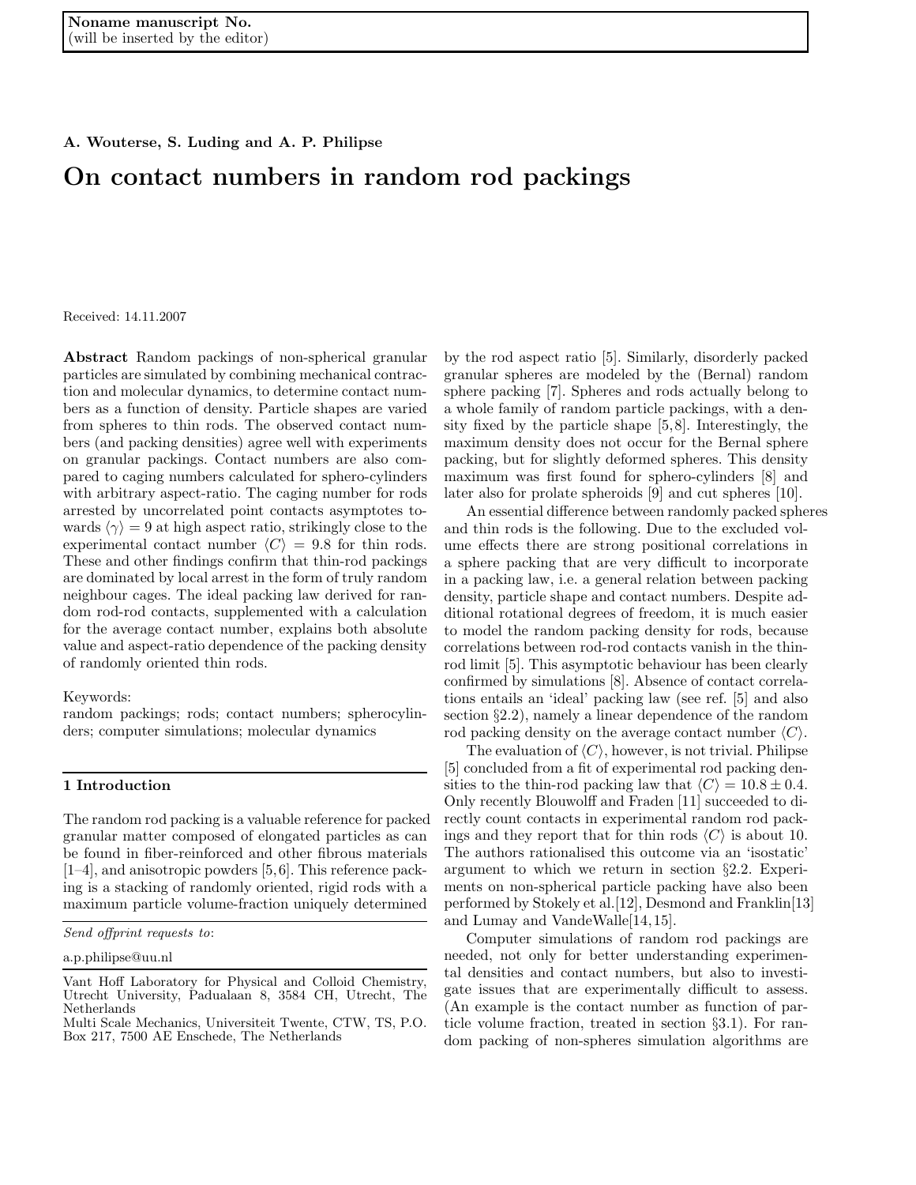Noname manuscript No.
(will be inserted by the editor)

**A. Wouterse, S. Luding and A. P. Philipse**

# On contact numbers in random rod packings

Received: 14.11.2007

**Abstract** Random packings of non-spherical granular particles are simulated by combining mechanical contraction and molecular dynamics, to determine contact numbers as a function of density. Particle shapes are varied from spheres to thin rods. The observed contact numbers (and packing densities) agree well with experiments on granular packings. Contact numbers are also compared to caging numbers calculated for sphero-cylinders with arbitrary aspect-ratio. The caging number for rods arrested by uncorrelated point contacts asymptotes towards $\langle\gamma\rangle = 9$ at high aspect ratio, strikingly close to the experimental contact number $\langle C\rangle = 9.8$ for thin rods. These and other findings confirm that thin-rod packings are dominated by local arrest in the form of truly random neighbour cages. The ideal packing law derived for random rod-rod contacts, supplemented with a calculation for the average contact number, explains both absolute value and aspect-ratio dependence of the packing density of randomly oriented thin rods.

Keywords:
random packings; rods; contact numbers; spherocylinders; computer simulations; molecular dynamics

*Send offprint requests to*:

a.p.philipse@uu.nl

Vant Hoff Laboratory for Physical and Colloid Chemistry, Utrecht University, Padualaan 8, 3584 CH, Utrecht, The Netherlands
Multi Scale Mechanics, Universiteit Twente, CTW, TS, P.O. Box 217, 7500 AE Enschede, The Netherlands

## 1 Introduction

The random rod packing is a valuable reference for packed granular matter composed of elongated particles as can be found in fiber-reinforced and other fibrous materials [1–4], and anisotropic powders [5,6]. This reference packing is a stacking of randomly oriented, rigid rods with a maximum particle volume-fraction uniquely determined by the rod aspect ratio [5]. Similarly, disorderly packed granular spheres are modeled by the (Bernal) random sphere packing [7]. Spheres and rods actually belong to a whole family of random particle packings, with a density fixed by the particle shape [5,8]. Interestingly, the maximum density does not occur for the Bernal sphere packing, but for slightly deformed spheres. This density maximum was first found for sphero-cylinders [8] and later also for prolate spheroids [9] and cut spheres [10].

An essential difference between randomly packed spheres and thin rods is the following. Due to the excluded volume effects there are strong positional correlations in a sphere packing that are very difficult to incorporate in a packing law, i.e. a general relation between packing density, particle shape and contact numbers. Despite additional rotational degrees of freedom, it is much easier to model the random packing density for rods, because correlations between rod-rod contacts vanish in the thin-rod limit [5]. This asymptotic behaviour has been clearly confirmed by simulations [8]. Absence of contact correlations entails an 'ideal' packing law (see ref. [5] and also section §2.2), namely a linear dependence of the random rod packing density on the average contact number $\langle C\rangle$.

The evaluation of $\langle C\rangle$, however, is not trivial. Philipse [5] concluded from a fit of experimental rod packing densities to the thin-rod packing law that $\langle C\rangle = 10.8 \pm 0.4$. Only recently Blouwolff and Fraden [11] succeeded to directly count contacts in experimental random rod packings and they report that for thin rods $\langle C\rangle$ is about 10. The authors rationalised this outcome via an 'isostatic' argument to which we return in section §2.2. Experiments on non-spherical particle packing have also been performed by Stokely et al.[12], Desmond and Franklin[13] and Lumay and VandeWalle[14,15].

Computer simulations of random rod packings are needed, not only for better understanding experimental densities and contact numbers, but also to investigate issues that are experimentally difficult to assess. (An example is the contact number as function of particle volume fraction, treated in section §3.1). For random packing of non-spheres simulation algorithms are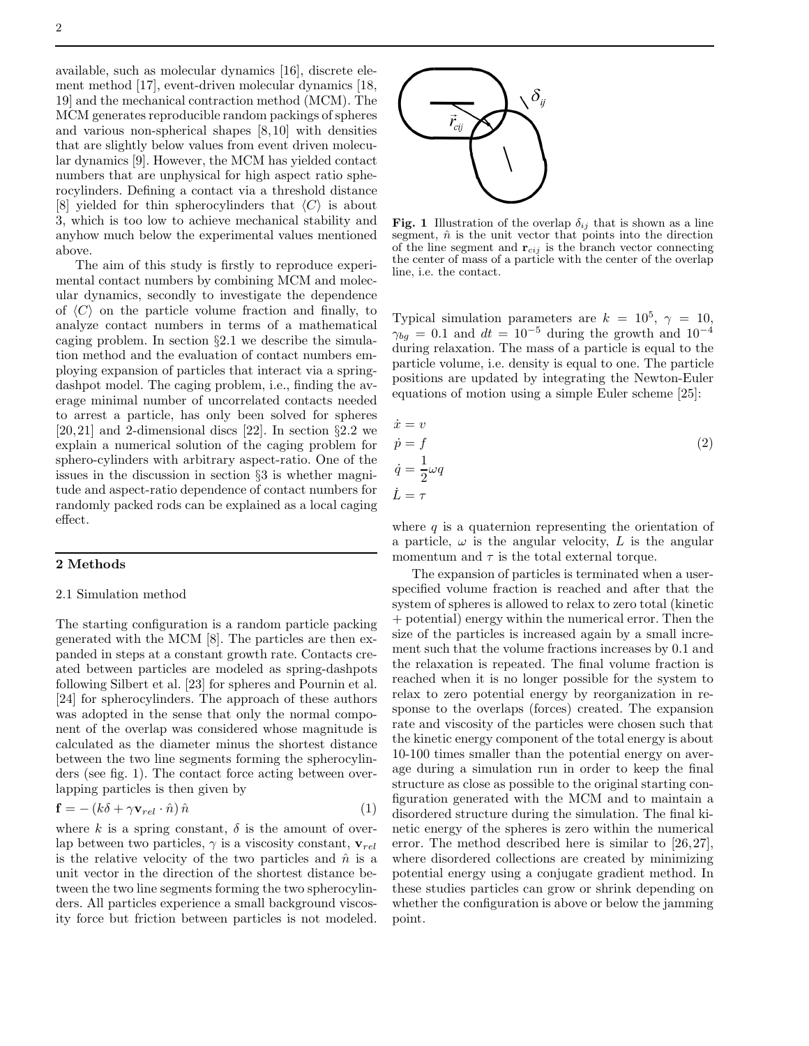available, such as molecular dynamics [16], discrete element method [17], event-driven molecular dynamics [18, 19] and the mechanical contraction method (MCM). The MCM generates reproducible random packings of spheres and various non-spherical shapes [8,10] with densities that are slightly below values from event driven molecular dynamics [9]. However, the MCM has yielded contact numbers that are unphysical for high aspect ratio spherocylinders. Defining a contact via a threshold distance [8] yielded for thin spherocylinders that $\langle C \rangle$ is about 3, which is too low to achieve mechanical stability and anyhow much below the experimental values mentioned above.

The aim of this study is firstly to reproduce experimental contact numbers by combining MCM and molecular dynamics, secondly to investigate the dependence of $\langle C \rangle$ on the particle volume fraction and finally, to analyze contact numbers in terms of a mathematical caging problem. In section §2.1 we describe the simulation method and the evaluation of contact numbers employing expansion of particles that interact via a spring-dashpot model. The caging problem, i.e., finding the average minimal number of uncorrelated contacts needed to arrest a particle, has only been solved for spheres [20,21] and 2-dimensional discs [22]. In section §2.2 we explain a numerical solution of the caging problem for sphero-cylinders with arbitrary aspect-ratio. One of the issues in the discussion in section §3 is whether magnitude and aspect-ratio dependence of contact numbers for randomly packed rods can be explained as a local caging effect.

## 2 Methods

### 2.1 Simulation method

The starting configuration is a random particle packing generated with the MCM [8]. The particles are then expanded in steps at a constant growth rate. Contacts created between particles are modeled as spring-dashpots following Silbert et al. [23] for spheres and Pournin et al. [24] for spherocylinders. The approach of these authors was adopted in the sense that only the normal component of the overlap was considered whose magnitude is calculated as the diameter minus the shortest distance between the two line segments forming the spherocylinders (see fig. 1). The contact force acting between overlapping particles is then given by

$$\mathbf{f} = -\left(k\delta + \gamma \mathbf{v}_{rel} \cdot \hat{n}\right)\hat{n} \tag{1}$$

where $k$ is a spring constant, $\delta$ is the amount of overlap between two particles, $\gamma$ is a viscosity constant, $\mathbf{v}_{rel}$ is the relative velocity of the two particles and $\hat{n}$ is a unit vector in the direction of the shortest distance between the two line segments forming the two spherocylinders. All particles experience a small background viscosity force but friction between particles is not modeled.

**Fig. 1** Illustration of the overlap $\delta_{ij}$ that is shown as a line segment, $\hat{n}$ is the unit vector that points into the direction of the line segment and $\mathbf{r}_{cij}$ is the branch vector connecting the center of mass of a particle with the center of the overlap line, i.e. the contact.

Typical simulation parameters are $k = 10^5$, $\gamma = 10$, $\gamma_{bg} = 0.1$ and $dt = 10^{-5}$ during the growth and $10^{-4}$ during relaxation. The mass of a particle is equal to the particle volume, i.e. density is equal to one. The particle positions are updated by integrating the Newton-Euler equations of motion using a simple Euler scheme [25]:

$$\begin{aligned}
\dot{x} &= v \\
\dot{p} &= f \\
\dot{q} &= \frac{1}{2}\omega q \\
\dot{L} &= \tau
\end{aligned} \tag{2}$$

where $q$ is a quaternion representing the orientation of a particle, $\omega$ is the angular velocity, $L$ is the angular momentum and $\tau$ is the total external torque.

The expansion of particles is terminated when a user-specified volume fraction is reached and after that the system of spheres is allowed to relax to zero total (kinetic + potential) energy within the numerical error. Then the size of the particles is increased again by a small increment such that the volume fractions increases by 0.1 and the relaxation is repeated. The final volume fraction is reached when it is no longer possible for the system to relax to zero potential energy by reorganization in response to the overlaps (forces) created. The expansion rate and viscosity of the particles were chosen such that the kinetic energy component of the total energy is about 10-100 times smaller than the potential energy on average during a simulation run in order to keep the final structure as close as possible to the original starting configuration generated with the MCM and to maintain a disordered structure during the simulation. The final kinetic energy of the spheres is zero within the numerical error. The method described here is similar to [26,27], where disordered collections are created by minimizing potential energy using a conjugate gradient method. In these studies particles can grow or shrink depending on whether the configuration is above or below the jamming point.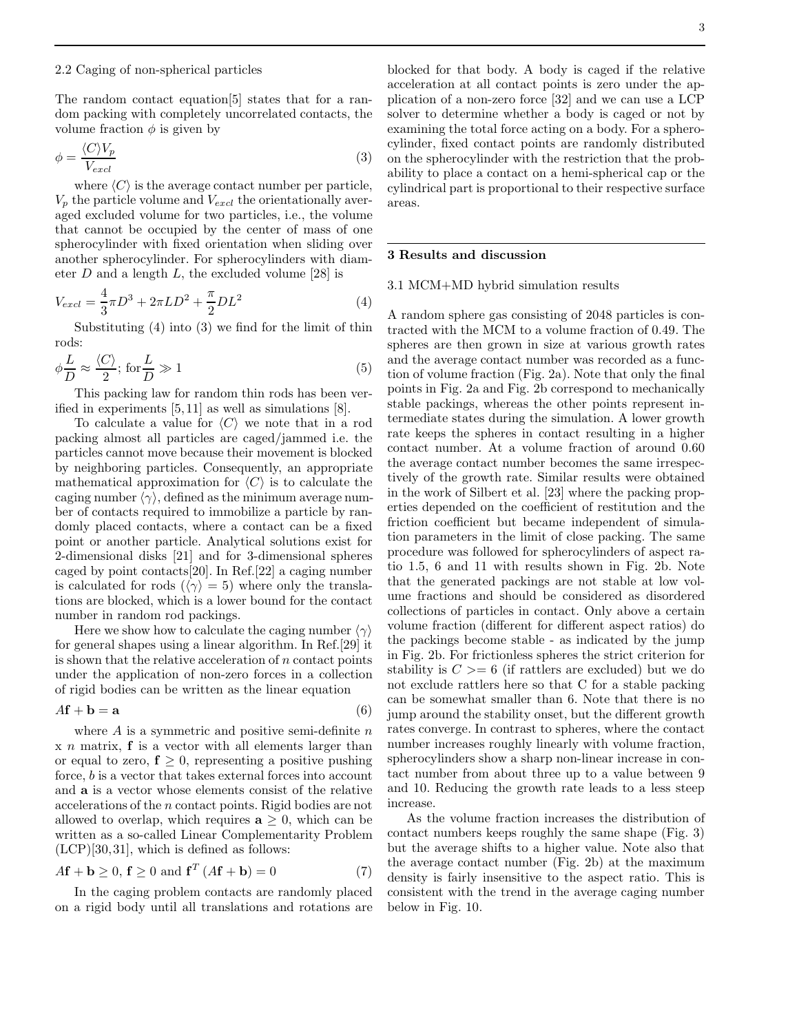### 2.2 Caging of non-spherical particles

The random contact equation[5] states that for a random packing with completely uncorrelated contacts, the volume fraction $\phi$ is given by

$$\phi = \frac{\langle C \rangle V_p}{V_{excl}} \tag{3}$$

where $\langle C \rangle$ is the average contact number per particle, $V_p$ the particle volume and $V_{excl}$ the orientationally averaged excluded volume for two particles, i.e., the volume that cannot be occupied by the center of mass of one spherocylinder with fixed orientation when sliding over another spherocylinder. For spherocylinders with diameter $D$ and a length $L$, the excluded volume [28] is

$$V_{excl} = \frac{4}{3}\pi D^3 + 2\pi L D^2 + \frac{\pi}{2} D L^2 \tag{4}$$

Substituting (4) into (3) we find for the limit of thin rods:

$$\phi \frac{L}{D} \approx \frac{\langle C \rangle}{2}; \text{ for} \frac{L}{D} \gg 1 \tag{5}$$

This packing law for random thin rods has been verified in experiments [5,11] as well as simulations [8].

To calculate a value for $\langle C \rangle$ we note that in a rod packing almost all particles are caged/jammed i.e. the particles cannot move because their movement is blocked by neighboring particles. Consequently, an appropriate mathematical approximation for $\langle C \rangle$ is to calculate the caging number $\langle \gamma \rangle$, defined as the minimum average number of contacts required to immobilize a particle by randomly placed contacts, where a contact can be a fixed point or another particle. Analytical solutions exist for 2-dimensional disks [21] and for 3-dimensional spheres caged by point contacts[20]. In Ref.[22] a caging number is calculated for rods ($\langle \gamma \rangle = 5$) where only the translations are blocked, which is a lower bound for the contact number in random rod packings.

Here we show how to calculate the caging number $\langle \gamma \rangle$ for general shapes using a linear algorithm. In Ref.[29] it is shown that the relative acceleration of $n$ contact points under the application of non-zero forces in a collection of rigid bodies can be written as the linear equation

$$A\mathbf{f} + \mathbf{b} = \mathbf{a} \tag{6}$$

where $A$ is a symmetric and positive semi-definite $n$ x $n$ matrix, $\mathbf{f}$ is a vector with all elements larger than or equal to zero, $\mathbf{f} \geq 0$, representing a positive pushing force, $b$ is a vector that takes external forces into account and $\mathbf{a}$ is a vector whose elements consist of the relative accelerations of the $n$ contact points. Rigid bodies are not allowed to overlap, which requires $\mathbf{a} \geq 0$, which can be written as a so-called Linear Complementarity Problem (LCP)[30,31], which is defined as follows:

$$A\mathbf{f} + \mathbf{b} \geq 0, \, \mathbf{f} \geq 0 \text{ and } \mathbf{f}^T \left(A\mathbf{f} + \mathbf{b}\right) = 0 \tag{7}$$

In the caging problem contacts are randomly placed on a rigid body until all translations and rotations are blocked for that body. A body is caged if the relative acceleration at all contact points is zero under the application of a non-zero force [32] and we can use a LCP solver to determine whether a body is caged or not by examining the total force acting on a body. For a spherocylinder, fixed contact points are randomly distributed on the spherocylinder with the restriction that the probability to place a contact on a hemi-spherical cap or the cylindrical part is proportional to their respective surface areas.

## 3 Results and discussion

### 3.1 MCM+MD hybrid simulation results

A random sphere gas consisting of 2048 particles is contracted with the MCM to a volume fraction of 0.49. The spheres are then grown in size at various growth rates and the average contact number was recorded as a function of volume fraction (Fig. 2a). Note that only the final points in Fig. 2a and Fig. 2b correspond to mechanically stable packings, whereas the other points represent intermediate states during the simulation. A lower growth rate keeps the spheres in contact resulting in a higher contact number. At a volume fraction of around 0.60 the average contact number becomes the same irrespectively of the growth rate. Similar results were obtained in the work of Silbert et al. [23] where the packing properties depended on the coefficient of restitution and the friction coefficient but became independent of simulation parameters in the limit of close packing. The same procedure was followed for spherocylinders of aspect ratio 1.5, 6 and 11 with results shown in Fig. 2b. Note that the generated packings are not stable at low volume fractions and should be considered as disordered collections of particles in contact. Only above a certain volume fraction (different for different aspect ratios) do the packings become stable - as indicated by the jump in Fig. 2b. For frictionless spheres the strict criterion for stability is $C >= 6$ (if rattlers are excluded) but we do not exclude rattlers here so that C for a stable packing can be somewhat smaller than 6. Note that there is no jump around the stability onset, but the different growth rates converge. In contrast to spheres, where the contact number increases roughly linearly with volume fraction, spherocylinders show a sharp non-linear increase in contact number from about three up to a value between 9 and 10. Reducing the growth rate leads to a less steep increase.

As the volume fraction increases the distribution of contact numbers keeps roughly the same shape (Fig. 3) but the average shifts to a higher value. Note also that the average contact number (Fig. 2b) at the maximum density is fairly insensitive to the aspect ratio. This is consistent with the trend in the average caging number below in Fig. 10.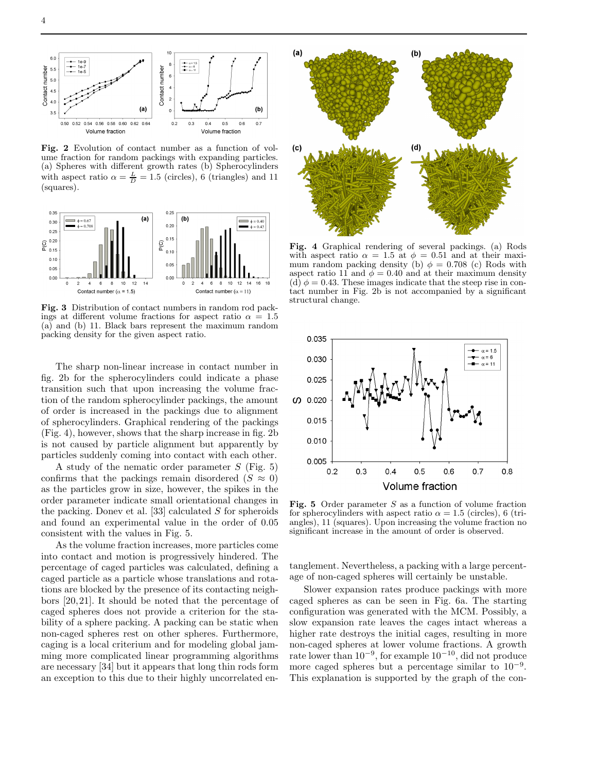**Fig. 2** Evolution of contact number as a function of volume fraction for random packings with expanding particles. (a) Spheres with different growth rates (b) Spherocylinders with aspect ratio $\alpha = \frac{L}{D} = 1.5$ (circles), 6 (triangles) and 11 (squares).

**Fig. 3** Distribution of contact numbers in random rod packings at different volume fractions for aspect ratio $\alpha = 1.5$ (a) and (b) 11. Black bars represent the maximum random packing density for the given aspect ratio.

The sharp non-linear increase in contact number in fig. 2b for the spherocylinders could indicate a phase transition such that upon increasing the volume fraction of the random spherocylinder packings, the amount of order is increased in the packings due to alignment of spherocylinders. Graphical rendering of the packings (Fig. 4), however, shows that the sharp increase in fig. 2b is not caused by particle alignment but apparently by particles suddenly coming into contact with each other.

A study of the nematic order parameter $S$ (Fig. 5) confirms that the packings remain disordered ($S \approx 0$) as the particles grow in size, however, the spikes in the order parameter indicate small orientational changes in the packing. Donev et al. [33] calculated $S$ for spheroids and found an experimental value in the order of 0.05 consistent with the values in Fig. 5.

As the volume fraction increases, more particles come into contact and motion is progressively hindered. The percentage of caged particles was calculated, defining a caged particle as a particle whose translations and rotations are blocked by the presence of its contacting neighbors [20,21]. It should be noted that the percentage of caged spheres does not provide a criterion for the stability of a sphere packing. A packing can be static when non-caged spheres rest on other spheres. Furthermore, caging is a local criterium and for modeling global jamming more complicated linear programming algorithms are necessary [34] but it appears that long thin rods form an exception to this due to their highly uncorrelated entanglement. Nevertheless, a packing with a large percentage of non-caged spheres will certainly be unstable.

**Fig. 4** Graphical rendering of several packings. (a) Rods with aspect ratio $\alpha = 1.5$ at $\phi = 0.51$ and at their maximum random packing density (b) $\phi = 0.708$ (c) Rods with aspect ratio 11 and $\phi = 0.40$ and at their maximum density (d) $\phi = 0.43$. These images indicate that the steep rise in contact number in Fig. 2b is not accompanied by a significant structural change.

**Fig. 5** Order parameter $S$ as a function of volume fraction for spherocylinders with aspect ratio $\alpha = 1.5$ (circles), 6 (triangles), 11 (squares). Upon increasing the volume fraction no significant increase in the amount of order is observed.

Slower expansion rates produce packings with more caged spheres as can be seen in Fig. 6a. The starting configuration was generated with the MCM. Possibly, a slow expansion rate leaves the cages intact whereas a higher rate destroys the initial cages, resulting in more non-caged spheres at lower volume fractions. A growth rate lower than $10^{-9}$, for example $10^{-10}$, did not produce more caged spheres but a percentage similar to $10^{-9}$. This explanation is supported by the graph of the con-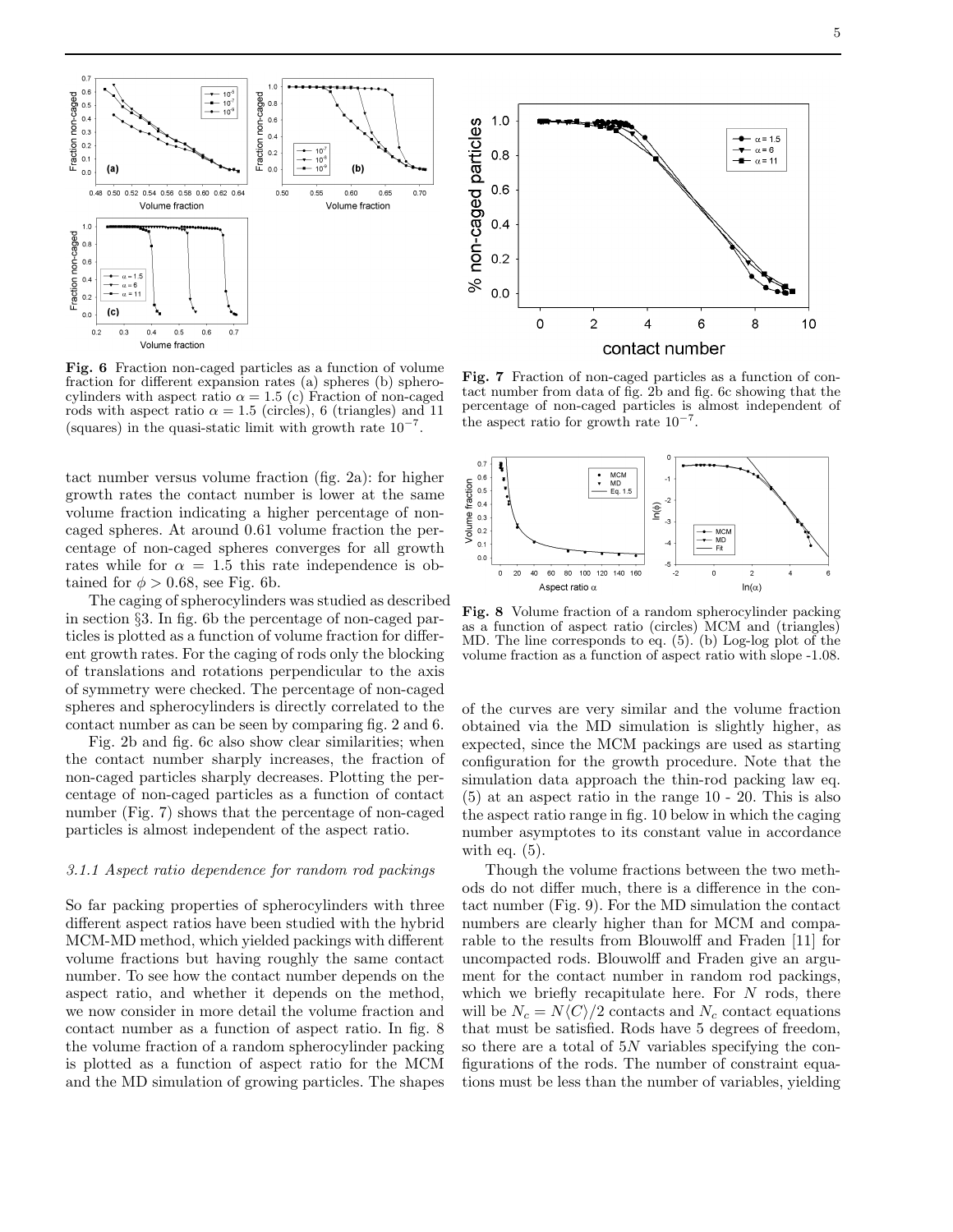**Fig. 6** Fraction non-caged particles as a function of volume fraction for different expansion rates (a) spheres (b) spherocylinders with aspect ratio $\alpha = 1.5$ (c) Fraction of non-caged rods with aspect ratio $\alpha = 1.5$ (circles), 6 (triangles) and 11 (squares) in the quasi-static limit with growth rate $10^{-7}$.

**Fig. 7** Fraction of non-caged particles as a function of contact number from data of fig. 2b and fig. 6c showing that the percentage of non-caged particles is almost independent of the aspect ratio for growth rate $10^{-7}$.

**Fig. 8** Volume fraction of a random spherocylinder packing as a function of aspect ratio (circles) MCM and (triangles) MD. The line corresponds to eq. (5). (b) Log-log plot of the volume fraction as a function of aspect ratio with slope -1.08.

tact number versus volume fraction (fig. 2a): for higher growth rates the contact number is lower at the same volume fraction indicating a higher percentage of non-caged spheres. At around 0.61 volume fraction the percentage of non-caged spheres converges for all growth rates while for $\alpha = 1.5$ this rate independence is obtained for $\phi > 0.68$, see Fig. 6b.

The caging of spherocylinders was studied as described in section §3. In fig. 6b the percentage of non-caged particles is plotted as a function of volume fraction for different growth rates. For the caging of rods only the blocking of translations and rotations perpendicular to the axis of symmetry were checked. The percentage of non-caged spheres and spherocylinders is directly correlated to the contact number as can be seen by comparing fig. 2 and 6.

Fig. 2b and fig. 6c also show clear similarities; when the contact number sharply increases, the fraction of non-caged particles sharply decreases. Plotting the percentage of non-caged particles as a function of contact number (Fig. 7) shows that the percentage of non-caged particles is almost independent of the aspect ratio.

### 3.1.1 Aspect ratio dependence for random rod packings

So far packing properties of spherocylinders with three different aspect ratios have been studied with the hybrid MCM-MD method, which yielded packings with different volume fractions but having roughly the same contact number. To see how the contact number depends on the aspect ratio, and whether it depends on the method, we now consider in more detail the volume fraction and contact number as a function of aspect ratio. In fig. 8 the volume fraction of a random spherocylinder packing is plotted as a function of aspect ratio for the MCM and the MD simulation of growing particles. The shapes of the curves are very similar and the volume fraction obtained via the MD simulation is slightly higher, as expected, since the MCM packings are used as starting configuration for the growth procedure. Note that the simulation data approach the thin-rod packing law eq. (5) at an aspect ratio in the range 10 - 20. This is also the aspect ratio range in fig. 10 below in which the caging number asymptotes to its constant value in accordance with eq. (5).

Though the volume fractions between the two methods do not differ much, there is a difference in the contact number (Fig. 9). For the MD simulation the contact numbers are clearly higher than for MCM and comparable to the results from Blouwolff and Fraden [11] for uncompacted rods. Blouwolff and Fraden give an argument for the contact number in random rod packings, which we briefly recapitulate here. For $N$ rods, there will be $N_c = N\langle C\rangle/2$ contacts and $N_c$ contact equations that must be satisfied. Rods have 5 degrees of freedom, so there are a total of $5N$ variables specifying the configurations of the rods. The number of constraint equations must be less than the number of variables, yielding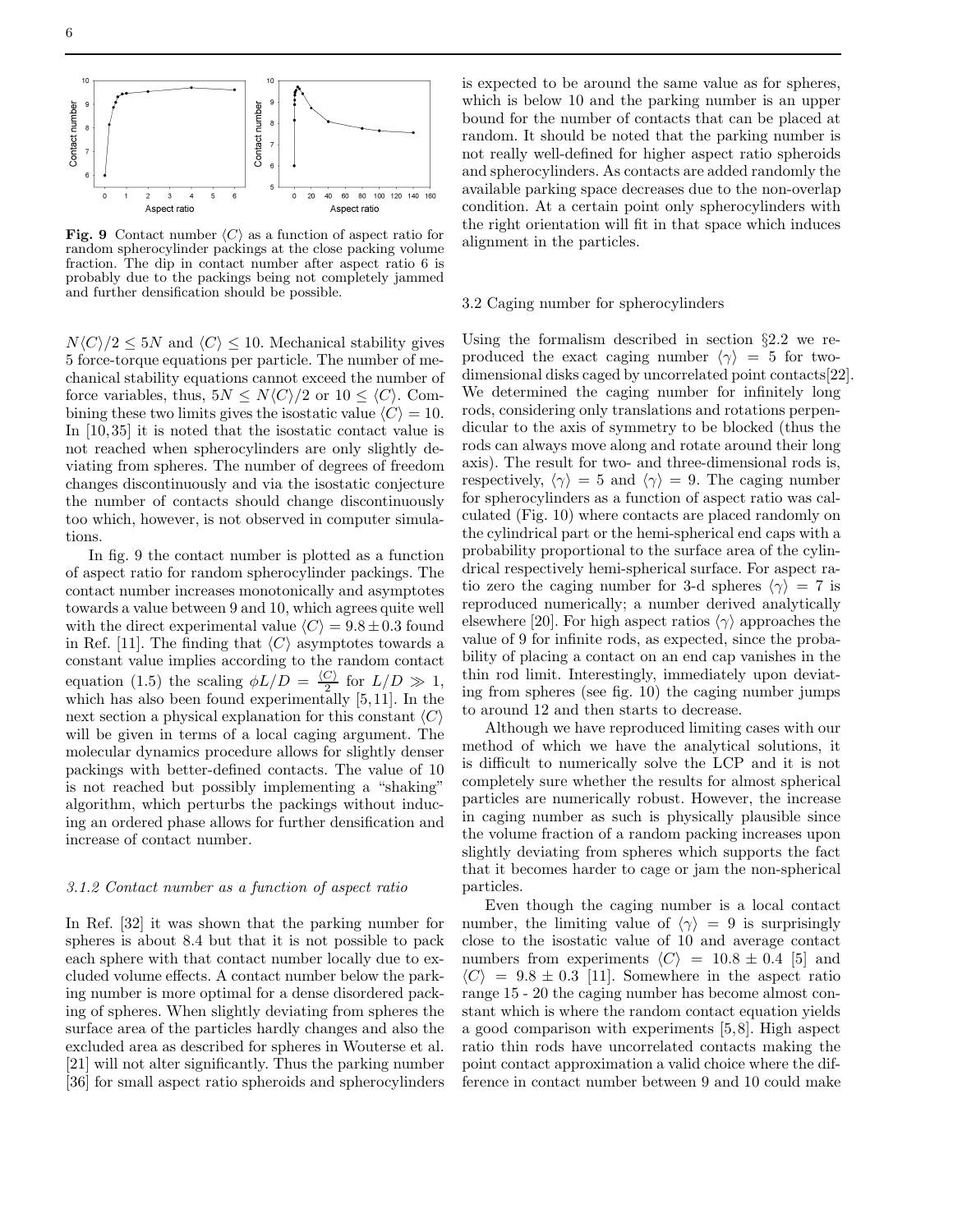**Fig. 9** Contact number $\langle C \rangle$ as a function of aspect ratio for random spherocylinder packings at the close packing volume fraction. The dip in contact number after aspect ratio 6 is probably due to the packings being not completely jammed and further densification should be possible.

$N\langle C \rangle/2 \leq 5N$ and $\langle C \rangle \leq 10$. Mechanical stability gives 5 force-torque equations per particle. The number of mechanical stability equations cannot exceed the number of force variables, thus, $5N \leq N\langle C \rangle/2$ or $10 \leq \langle C \rangle$. Combining these two limits gives the isostatic value $\langle C \rangle = 10$. In [10,35] it is noted that the isostatic contact value is not reached when spherocylinders are only slightly deviating from spheres. The number of degrees of freedom changes discontinuously and via the isostatic conjecture the number of contacts should change discontinuously too which, however, is not observed in computer simulations.

In fig. 9 the contact number is plotted as a function of aspect ratio for random spherocylinder packings. The contact number increases monotonically and asymptotes towards a value between 9 and 10, which agrees quite well with the direct experimental value $\langle C \rangle = 9.8 \pm 0.3$ found in Ref. [11]. The finding that $\langle C \rangle$ asymptotes towards a constant value implies according to the random contact equation (1.5) the scaling $\phi L/D = \frac{\langle C \rangle}{2}$ for $L/D \gg 1$, which has also been found experimentally [5,11]. In the next section a physical explanation for this constant $\langle C \rangle$ will be given in terms of a local caging argument. The molecular dynamics procedure allows for slightly denser packings with better-defined contacts. The value of 10 is not reached but possibly implementing a "shaking" algorithm, which perturbs the packings without inducing an ordered phase allows for further densification and increase of contact number.

### *3.1.2 Contact number as a function of aspect ratio*

In Ref. [32] it was shown that the parking number for spheres is about 8.4 but that it is not possible to pack each sphere with that contact number locally due to excluded volume effects. A contact number below the parking number is more optimal for a dense disordered packing of spheres. When slightly deviating from spheres the surface area of the particles hardly changes and also the excluded area as described for spheres in Wouterse et al. [21] will not alter significantly. Thus the parking number [36] for small aspect ratio spheroids and spherocylinders is expected to be around the same value as for spheres, which is below 10 and the parking number is an upper bound for the number of contacts that can be placed at random. It should be noted that the parking number is not really well-defined for higher aspect ratio spheroids and spherocylinders. As contacts are added randomly the available parking space decreases due to the non-overlap condition. At a certain point only spherocylinders with the right orientation will fit in that space which induces alignment in the particles.

### 3.2 Caging number for spherocylinders

Using the formalism described in section §2.2 we reproduced the exact caging number $\langle \gamma \rangle = 5$ for two-dimensional disks caged by uncorrelated point contacts[22]. We determined the caging number for infinitely long rods, considering only translations and rotations perpendicular to the axis of symmetry to be blocked (thus the rods can always move along and rotate around their long axis). The result for two- and three-dimensional rods is, respectively, $\langle \gamma \rangle = 5$ and $\langle \gamma \rangle = 9$. The caging number for spherocylinders as a function of aspect ratio was calculated (Fig. 10) where contacts are placed randomly on the cylindrical part or the hemi-spherical end caps with a probability proportional to the surface area of the cylindrical respectively hemi-spherical surface. For aspect ratio zero the caging number for 3-d spheres $\langle \gamma \rangle = 7$ is reproduced numerically; a number derived analytically elsewhere [20]. For high aspect ratios $\langle \gamma \rangle$ approaches the value of 9 for infinite rods, as expected, since the probability of placing a contact on an end cap vanishes in the thin rod limit. Interestingly, immediately upon deviating from spheres (see fig. 10) the caging number jumps to around 12 and then starts to decrease.

Although we have reproduced limiting cases with our method of which we have the analytical solutions, it is difficult to numerically solve the LCP and it is not completely sure whether the results for almost spherical particles are numerically robust. However, the increase in caging number as such is physically plausible since the volume fraction of a random packing increases upon slightly deviating from spheres which supports the fact that it becomes harder to cage or jam the non-spherical particles.

Even though the caging number is a local contact number, the limiting value of $\langle \gamma \rangle = 9$ is surprisingly close to the isostatic value of 10 and average contact numbers from experiments $\langle C \rangle = 10.8 \pm 0.4$ [5] and $\langle C \rangle = 9.8 \pm 0.3$ [11]. Somewhere in the aspect ratio range 15 - 20 the caging number has become almost constant which is where the random contact equation yields a good comparison with experiments [5,8]. High aspect ratio thin rods have uncorrelated contacts making the point contact approximation a valid choice where the difference in contact number between 9 and 10 could make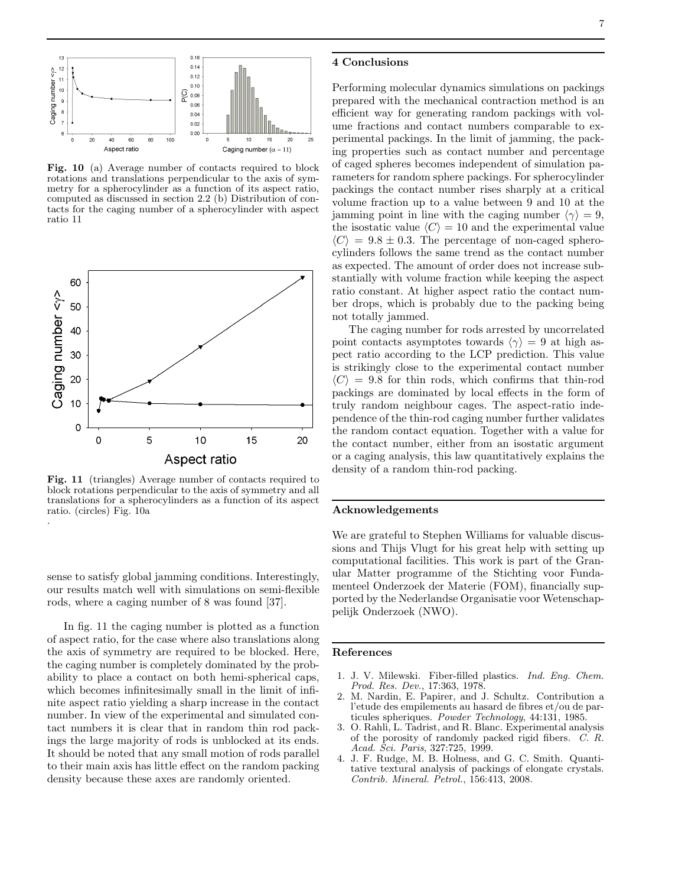**Fig. 10** (a) Average number of contacts required to block rotations and translations perpendicular to the axis of symmetry for a spherocylinder as a function of its aspect ratio, computed as discussed in section 2.2 (b) Distribution of contacts for the caging number of a spherocylinder with aspect ratio 11

**Fig. 11** (triangles) Average number of contacts required to block rotations perpendicular to the axis of symmetry and all translations for a spherocylinders as a function of its aspect ratio. (circles) Fig. 10a

sense to satisfy global jamming conditions. Interestingly, our results match well with simulations on semi-flexible rods, where a caging number of 8 was found [37].

In fig. 11 the caging number is plotted as a function of aspect ratio, for the case where also translations along the axis of symmetry are required to be blocked. Here, the caging number is completely dominated by the probability to place a contact on both hemi-spherical caps, which becomes infinitesimally small in the limit of infinite aspect ratio yielding a sharp increase in the contact number. In view of the experimental and simulated contact numbers it is clear that in random thin rod packings the large majority of rods is unblocked at its ends. It should be noted that any small motion of rods parallel to their main axis has little effect on the random packing density because these axes are randomly oriented.

## 4 Conclusions

Performing molecular dynamics simulations on packings prepared with the mechanical contraction method is an efficient way for generating random packings with volume fractions and contact numbers comparable to experimental packings. In the limit of jamming, the packing properties such as contact number and percentage of caged spheres becomes independent of simulation parameters for random sphere packings. For spherocylinder packings the contact number rises sharply at a critical volume fraction up to a value between 9 and 10 at the jamming point in line with the caging number $\langle \gamma \rangle = 9$, the isostatic value $\langle C \rangle = 10$ and the experimental value $\langle C \rangle = 9.8 \pm 0.3$. The percentage of non-caged spherocylinders follows the same trend as the contact number as expected. The amount of order does not increase substantially with volume fraction while keeping the aspect ratio constant. At higher aspect ratio the contact number drops, which is probably due to the packing being not totally jammed.

The caging number for rods arrested by uncorrelated point contacts asymptotes towards $\langle \gamma \rangle = 9$ at high aspect ratio according to the LCP prediction. This value is strikingly close to the experimental contact number $\langle C \rangle = 9.8$ for thin rods, which confirms that thin-rod packings are dominated by local effects in the form of truly random neighbour cages. The aspect-ratio independence of the thin-rod caging number further validates the random contact equation. Together with a value for the contact number, either from an isostatic argument or a caging analysis, this law quantitatively explains the density of a random thin-rod packing.

## Acknowledgements

We are grateful to Stephen Williams for valuable discussions and Thijs Vlugt for his great help with setting up computational facilities. This work is part of the Granular Matter programme of the Stichting voor Fundamenteel Onderzoek der Materie (FOM), financially supported by the Nederlandse Organisatie voor Wetenschappelijk Onderzoek (NWO).

## References

1. J. V. Milewski. Fiber-filled plastics. *Ind. Eng. Chem. Prod. Res. Dev.*, 17:363, 1978.
2. M. Nardin, E. Papirer, and J. Schultz. Contribution a l'etude des empilements au hasard de fibres et/ou de particules spheriques. *Powder Technology*, 44:131, 1985.
3. O. Rahli, L. Tadrist, and R. Blanc. Experimental analysis of the porosity of randomly packed rigid fibers. *C. R. Acad. Sci. Paris*, 327:725, 1999.
4. J. F. Rudge, M. B. Holness, and G. C. Smith. Quantitative textural analysis of packings of elongate crystals. *Contrib. Mineral. Petrol.*, 156:413, 2008.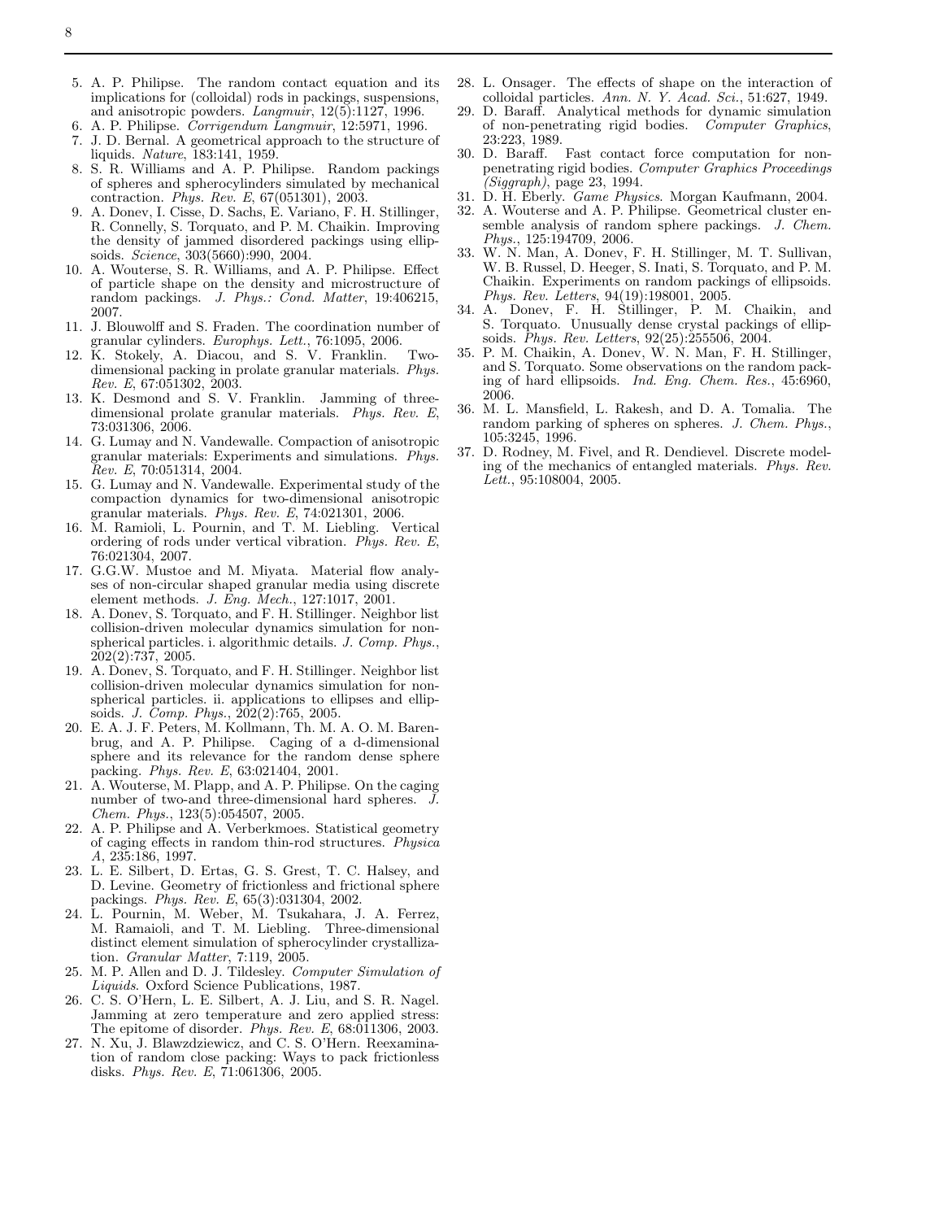5. A. P. Philipse. The random contact equation and its implications for (colloidal) rods in packings, suspensions, and anisotropic powders. *Langmuir*, 12(5):1127, 1996.
6. A. P. Philipse. *Corrigendum Langmuir*, 12:5971, 1996.
7. J. D. Bernal. A geometrical approach to the structure of liquids. *Nature*, 183:141, 1959.
8. S. R. Williams and A. P. Philipse. Random packings of spheres and spherocylinders simulated by mechanical contraction. *Phys. Rev. E*, 67(051301), 2003.
9. A. Donev, I. Cisse, D. Sachs, E. Variano, F. H. Stillinger, R. Connelly, S. Torquato, and P. M. Chaikin. Improving the density of jammed disordered packings using ellipsoids. *Science*, 303(5660):990, 2004.
10. A. Wouterse, S. R. Williams, and A. P. Philipse. Effect of particle shape on the density and microstructure of random packings. *J. Phys.: Cond. Matter*, 19:406215, 2007.
11. J. Blouwolff and S. Fraden. The coordination number of granular cylinders. *Europhys. Lett.*, 76:1095, 2006.
12. K. Stokely, A. Diacou, and S. V. Franklin. Two-dimensional packing in prolate granular materials. *Phys. Rev. E*, 67:051302, 2003.
13. K. Desmond and S. V. Franklin. Jamming of three-dimensional prolate granular materials. *Phys. Rev. E*, 73:031306, 2006.
14. G. Lumay and N. Vandewalle. Compaction of anisotropic granular materials: Experiments and simulations. *Phys. Rev. E*, 70:051314, 2004.
15. G. Lumay and N. Vandewalle. Experimental study of the compaction dynamics for two-dimensional anisotropic granular materials. *Phys. Rev. E*, 74:021301, 2006.
16. M. Ramioli, L. Pournin, and T. M. Liebling. Vertical ordering of rods under vertical vibration. *Phys. Rev. E*, 76:021304, 2007.
17. G.G.W. Mustoe and M. Miyata. Material flow analyses of non-circular shaped granular media using discrete element methods. *J. Eng. Mech.*, 127:1017, 2001.
18. A. Donev, S. Torquato, and F. H. Stillinger. Neighbor list collision-driven molecular dynamics simulation for non-spherical particles. i. algorithmic details. *J. Comp. Phys.*, 202(2):737, 2005.
19. A. Donev, S. Torquato, and F. H. Stillinger. Neighbor list collision-driven molecular dynamics simulation for non-spherical particles. ii. applications to ellipses and ellipsoids. *J. Comp. Phys.*, 202(2):765, 2005.
20. E. A. J. F. Peters, M. Kollmann, Th. M. A. O. M. Barenbrug, and A. P. Philipse. Caging of a d-dimensional sphere and its relevance for the random dense sphere packing. *Phys. Rev. E*, 63:021404, 2001.
21. A. Wouterse, M. Plapp, and A. P. Philipse. On the caging number of two-and three-dimensional hard spheres. *J. Chem. Phys.*, 123(5):054507, 2005.
22. A. P. Philipse and A. Verberkmoes. Statistical geometry of caging effects in random thin-rod structures. *Physica A*, 235:186, 1997.
23. L. E. Silbert, D. Ertas, G. S. Grest, T. C. Halsey, and D. Levine. Geometry of frictionless and frictional sphere packings. *Phys. Rev. E*, 65(3):031304, 2002.
24. L. Pournin, M. Weber, M. Tsukahara, J. A. Ferrez, M. Ramaioli, and T. M. Liebling. Three-dimensional distinct element simulation of spherocylinder crystallization. *Granular Matter*, 7:119, 2005.
25. M. P. Allen and D. J. Tildesley. *Computer Simulation of Liquids*. Oxford Science Publications, 1987.
26. C. S. O'Hern, L. E. Silbert, A. J. Liu, and S. R. Nagel. Jamming at zero temperature and zero applied stress: The epitome of disorder. *Phys. Rev. E*, 68:011306, 2003.
27. N. Xu, J. Blawzdziewicz, and C. S. O'Hern. Reexamination of random close packing: Ways to pack frictionless disks. *Phys. Rev. E*, 71:061306, 2005.
28. L. Onsager. The effects of shape on the interaction of colloidal particles. *Ann. N. Y. Acad. Sci.*, 51:627, 1949.
29. D. Baraff. Analytical methods for dynamic simulation of non-penetrating rigid bodies. *Computer Graphics*, 23:223, 1989.
30. D. Baraff. Fast contact force computation for non-penetrating rigid bodies. *Computer Graphics Proceedings (Siggraph)*, page 23, 1994.
31. D. H. Eberly. *Game Physics*. Morgan Kaufmann, 2004.
32. A. Wouterse and A. P. Philipse. Geometrical cluster ensemble analysis of random sphere packings. *J. Chem. Phys.*, 125:194709, 2006.
33. W. N. Man, A. Donev, F. H. Stillinger, M. T. Sullivan, W. B. Russel, D. Heeger, S. Inati, S. Torquato, and P. M. Chaikin. Experiments on random packings of ellipsoids. *Phys. Rev. Letters*, 94(19):198001, 2005.
34. A. Donev, F. H. Stillinger, P. M. Chaikin, and S. Torquato. Unusually dense crystal packings of ellipsoids. *Phys. Rev. Letters*, 92(25):255506, 2004.
35. P. M. Chaikin, A. Donev, W. N. Man, F. H. Stillinger, and S. Torquato. Some observations on the random packing of hard ellipsoids. *Ind. Eng. Chem. Res.*, 45:6960, 2006.
36. M. L. Mansfield, L. Rakesh, and D. A. Tomalia. The random parking of spheres on spheres. *J. Chem. Phys.*, 105:3245, 1996.
37. D. Rodney, M. Fivel, and R. Dendievel. Discrete modeling of the mechanics of entangled materials. *Phys. Rev. Lett.*, 95:108004, 2005.